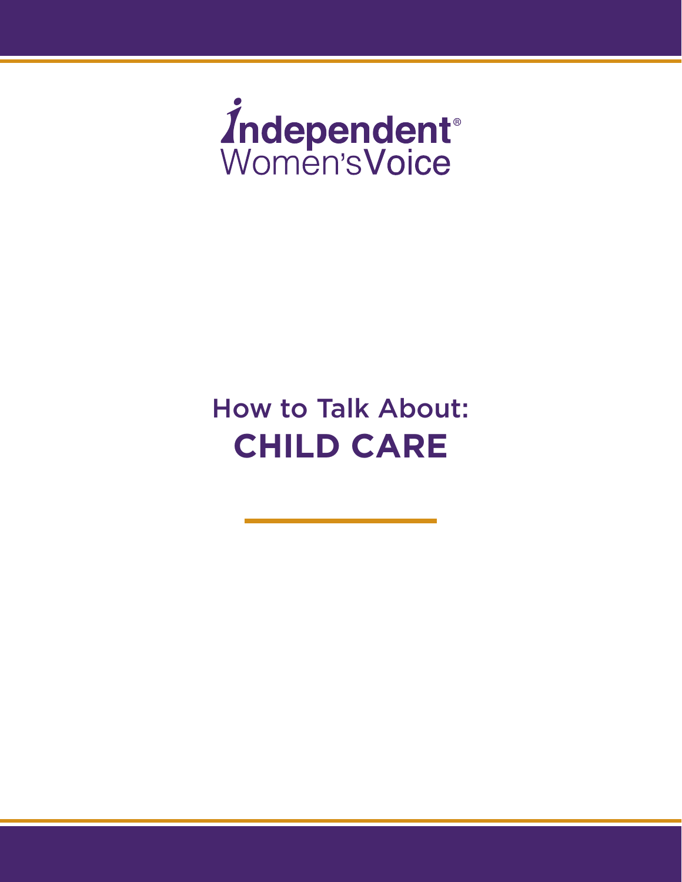Independent® Women's Voice

# How to Talk About: CHILD CARE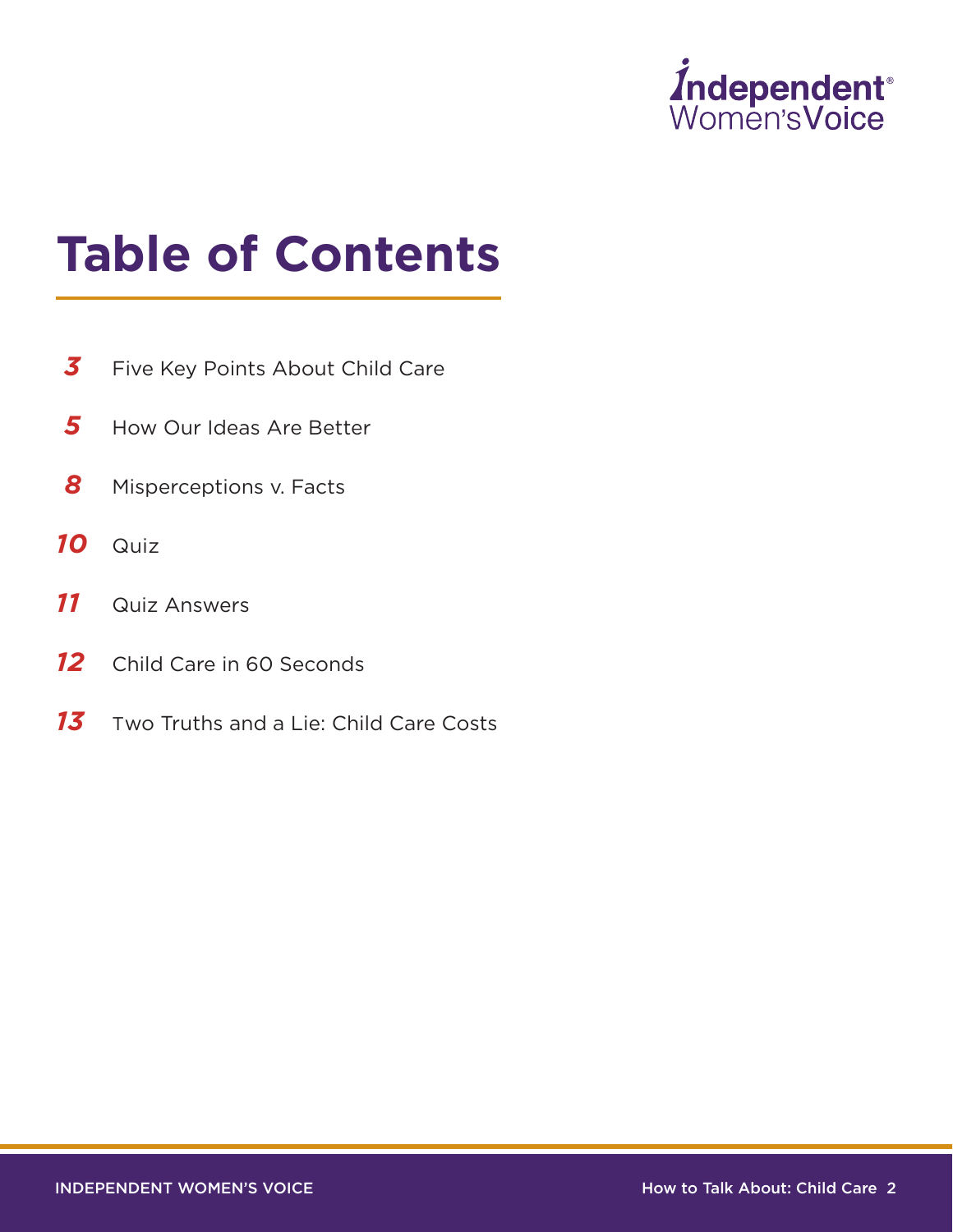# Table of Contents

| | |
|---|---|
| 3 | Five Key Points About Child Care |
| 5 | How Our Ideas Are Better |
| 8 | Misperceptions v. Facts |
| 10 | Quiz |
| 11 | Quiz Answers |
| 12 | Child Care in 60 Seconds |
| 13 | Two Truths and a Lie: Child Care Costs |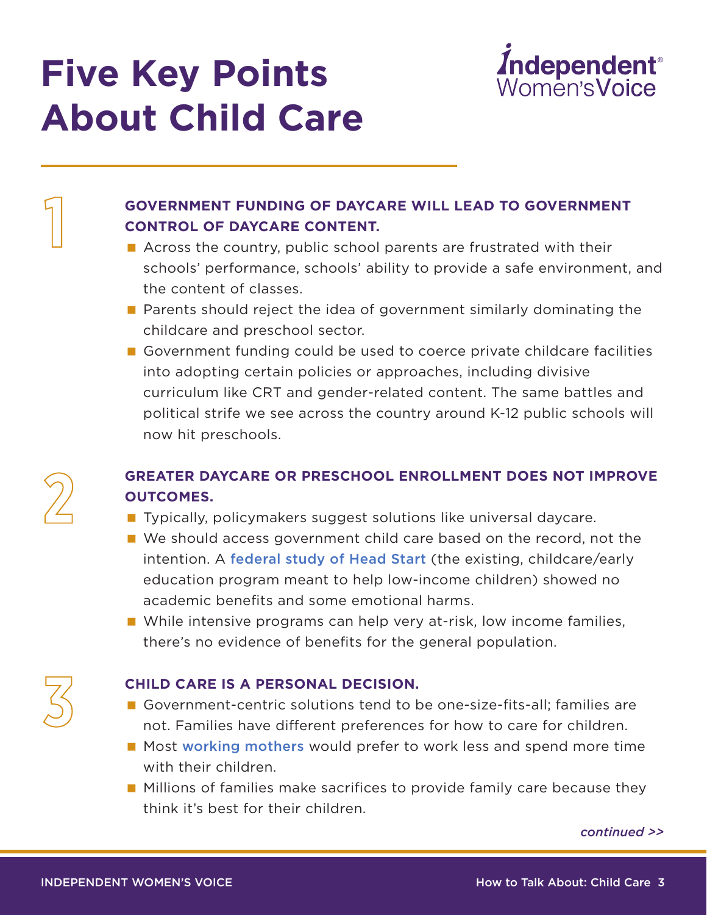# Five Key Points About Child Care

Independent Women's Voice

## 1

**GOVERNMENT FUNDING OF DAYCARE WILL LEAD TO GOVERNMENT CONTROL OF DAYCARE CONTENT.**

- Across the country, public school parents are frustrated with their schools' performance, schools' ability to provide a safe environment, and the content of classes.
- Parents should reject the idea of government similarly dominating the childcare and preschool sector.
- Government funding could be used to coerce private childcare facilities into adopting certain policies or approaches, including divisive curriculum like CRT and gender-related content. The same battles and political strife we see across the country around K-12 public schools will now hit preschools.

## 2

**GREATER DAYCARE OR PRESCHOOL ENROLLMENT DOES NOT IMPROVE OUTCOMES.**

- Typically, policymakers suggest solutions like universal daycare.
- We should access government child care based on the record, not the intention. A federal study of Head Start (the existing, childcare/early education program meant to help low-income children) showed no academic benefits and some emotional harms.
- While intensive programs can help very at-risk, low income families, there's no evidence of benefits for the general population.

## 3

**CHILD CARE IS A PERSONAL DECISION.**

- Government-centric solutions tend to be one-size-fits-all; families are not. Families have different preferences for how to care for children.
- Most working mothers would prefer to work less and spend more time with their children.
- Millions of families make sacrifices to provide family care because they think it's best for their children.

*continued >>*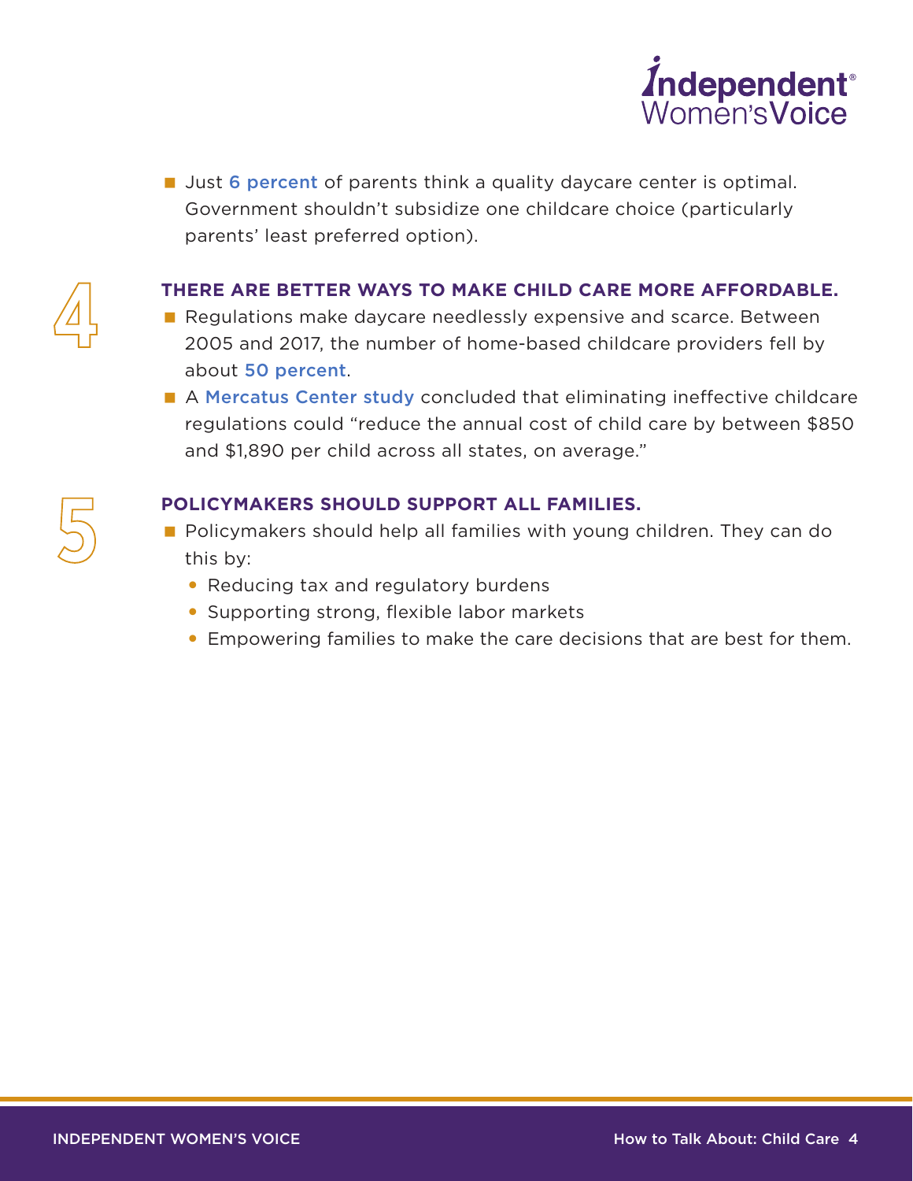- Just 6 percent of parents think a quality daycare center is optimal. Government shouldn't subsidize one childcare choice (particularly parents' least preferred option).

## 4 THERE ARE BETTER WAYS TO MAKE CHILD CARE MORE AFFORDABLE.

- Regulations make daycare needlessly expensive and scarce. Between 2005 and 2017, the number of home-based childcare providers fell by about 50 percent.
- A Mercatus Center study concluded that eliminating ineffective childcare regulations could "reduce the annual cost of child care by between $850 and $1,890 per child across all states, on average."

## 5 POLICYMAKERS SHOULD SUPPORT ALL FAMILIES.

- Policymakers should help all families with young children. They can do this by:
  - Reducing tax and regulatory burdens
  - Supporting strong, flexible labor markets
  - Empowering families to make the care decisions that are best for them.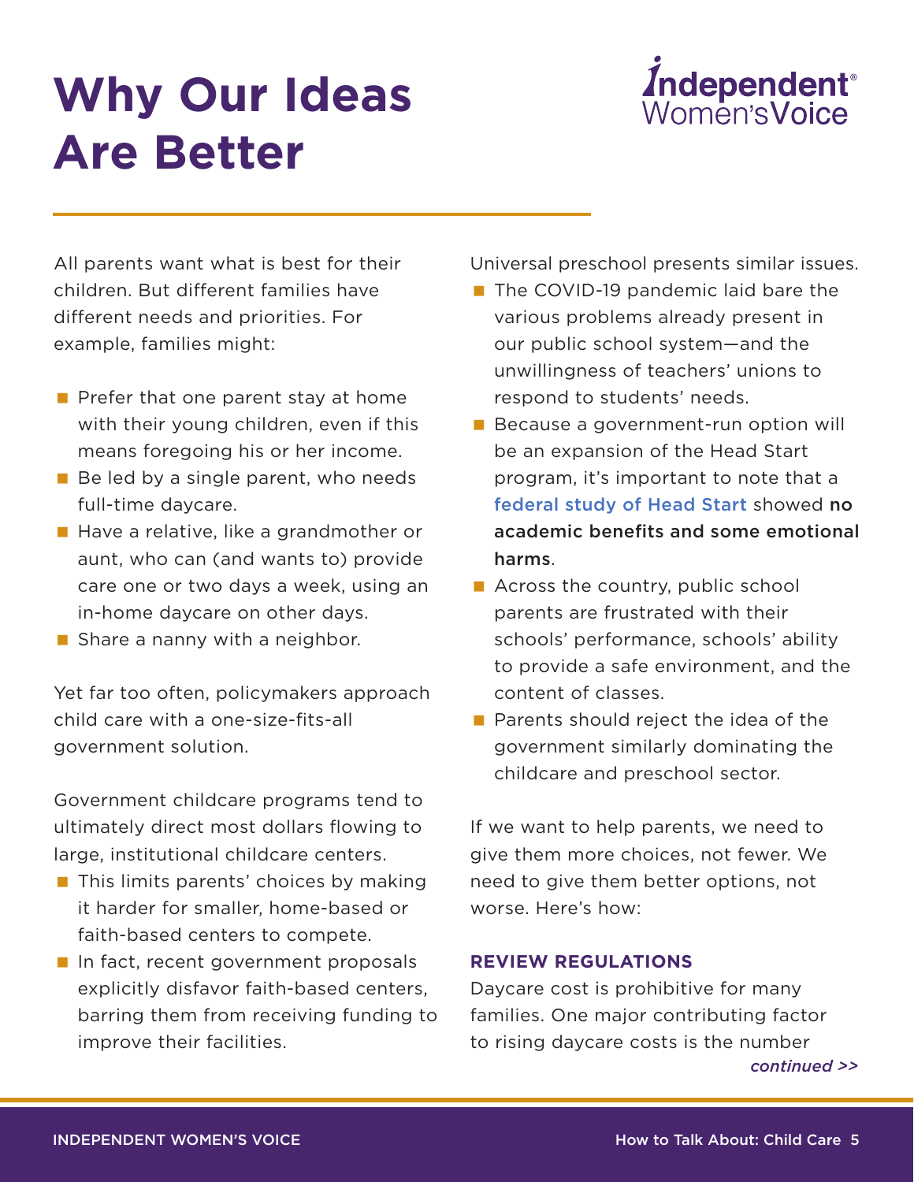# Why Our Ideas Are Better

All parents want what is best for their children. But different families have different needs and priorities. For example, families might:

- Prefer that one parent stay at home with their young children, even if this means foregoing his or her income.
- Be led by a single parent, who needs full-time daycare.
- Have a relative, like a grandmother or aunt, who can (and wants to) provide care one or two days a week, using an in-home daycare on other days.
- Share a nanny with a neighbor.

Yet far too often, policymakers approach child care with a one-size-fits-all government solution.

Government childcare programs tend to ultimately direct most dollars flowing to large, institutional childcare centers.

- This limits parents' choices by making it harder for smaller, home-based or faith-based centers to compete.
- In fact, recent government proposals explicitly disfavor faith-based centers, barring them from receiving funding to improve their facilities.

Universal preschool presents similar issues.

- The COVID-19 pandemic laid bare the various problems already present in our public school system—and the unwillingness of teachers' unions to respond to students' needs.
- Because a government-run option will be an expansion of the Head Start program, it's important to note that a federal study of Head Start showed **no academic benefits and some emotional harms**.
- Across the country, public school parents are frustrated with their schools' performance, schools' ability to provide a safe environment, and the content of classes.
- Parents should reject the idea of the government similarly dominating the childcare and preschool sector.

If we want to help parents, we need to give them more choices, not fewer. We need to give them better options, not worse. Here's how:

### REVIEW REGULATIONS

Daycare cost is prohibitive for many families. One major contributing factor to rising daycare costs is the number

*continued >>*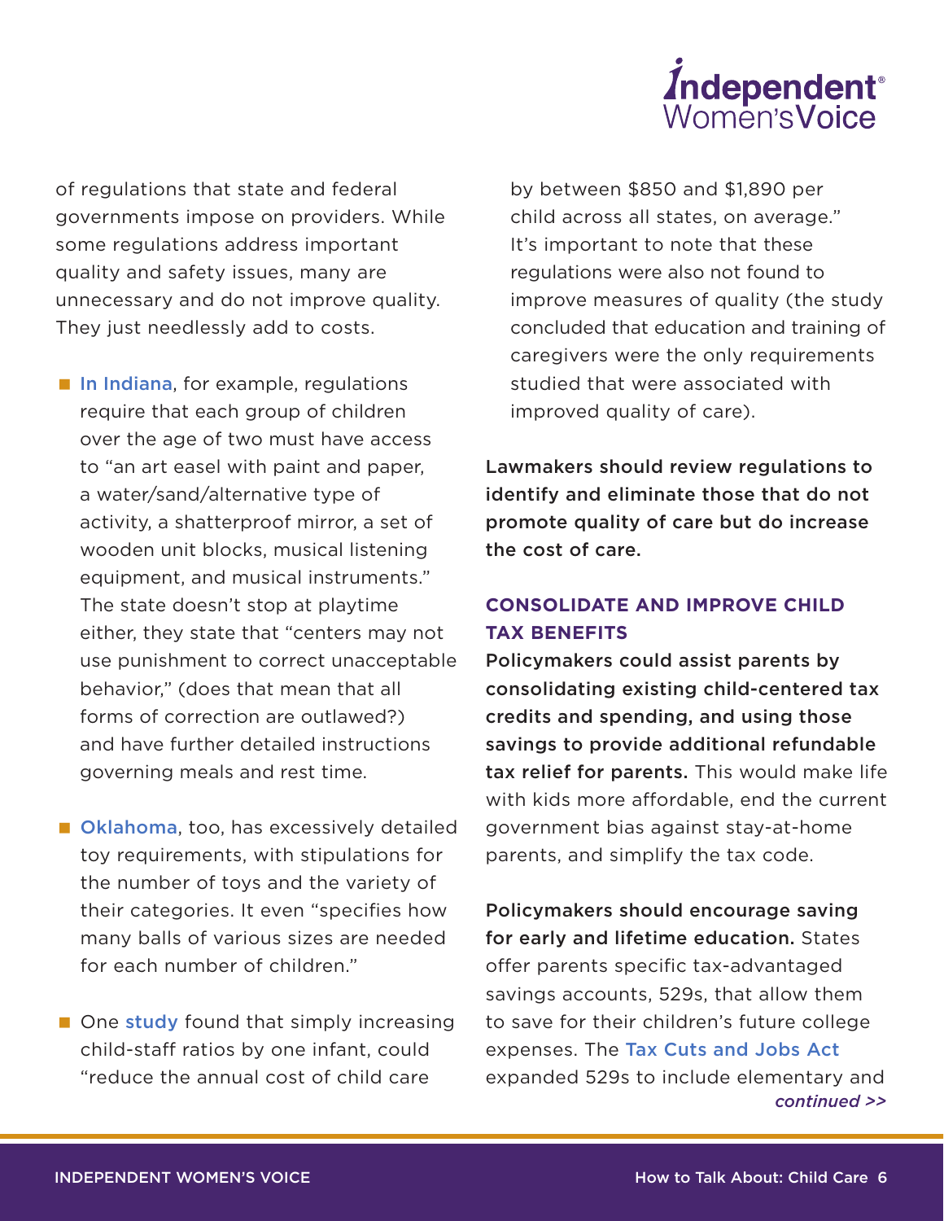of regulations that state and federal governments impose on providers. While some regulations address important quality and safety issues, many are unnecessary and do not improve quality. They just needlessly add to costs.

- In Indiana, for example, regulations require that each group of children over the age of two must have access to "an art easel with paint and paper, a water/sand/alternative type of activity, a shatterproof mirror, a set of wooden unit blocks, musical listening equipment, and musical instruments." The state doesn't stop at playtime either, they state that "centers may not use punishment to correct unacceptable behavior," (does that mean that all forms of correction are outlawed?) and have further detailed instructions governing meals and rest time.
- Oklahoma, too, has excessively detailed toy requirements, with stipulations for the number of toys and the variety of their categories. It even "specifies how many balls of various sizes are needed for each number of children."
- One study found that simply increasing child-staff ratios by one infant, could "reduce the annual cost of child care by between $850 and $1,890 per child across all states, on average." It's important to note that these regulations were also not found to improve measures of quality (the study concluded that education and training of caregivers were the only requirements studied that were associated with improved quality of care).

**Lawmakers should review regulations to identify and eliminate those that do not promote quality of care but do increase the cost of care.**

## CONSOLIDATE AND IMPROVE CHILD TAX BENEFITS

**Policymakers could assist parents by consolidating existing child-centered tax credits and spending, and using those savings to provide additional refundable tax relief for parents.** This would make life with kids more affordable, end the current government bias against stay-at-home parents, and simplify the tax code.

**Policymakers should encourage saving for early and lifetime education.** States offer parents specific tax-advantaged savings accounts, 529s, that allow them to save for their children's future college expenses. The Tax Cuts and Jobs Act expanded 529s to include elementary and

*continued >>*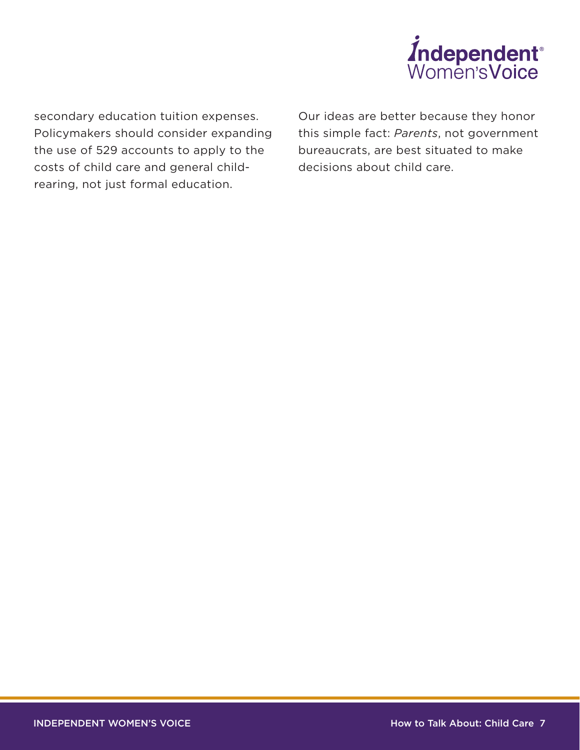secondary education tuition expenses. Policymakers should consider expanding the use of 529 accounts to apply to the costs of child care and general child-rearing, not just formal education.

Our ideas are better because they honor this simple fact: *Parents*, not government bureaucrats, are best situated to make decisions about child care.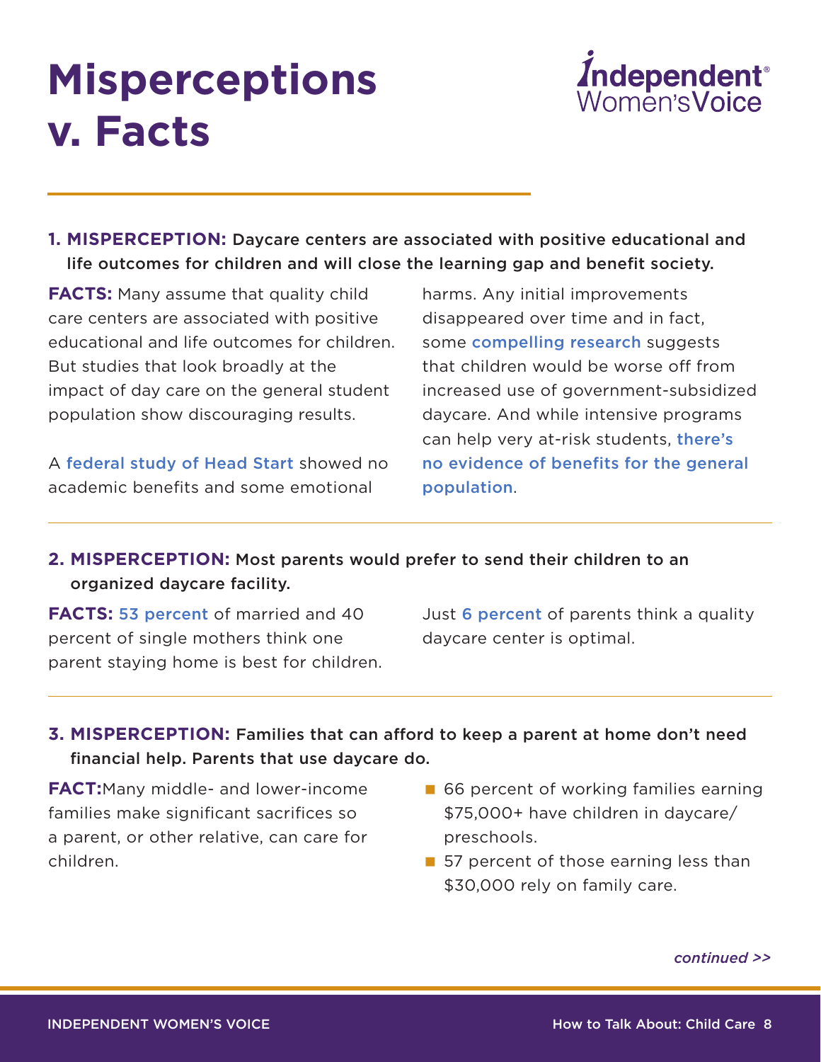# Misperceptions v. Facts

**1. MISPERCEPTION:** **Daycare centers are associated with positive educational and life outcomes for children and will close the learning gap and benefit society.**

**FACTS:** Many assume that quality child care centers are associated with positive educational and life outcomes for children. But studies that look broadly at the impact of day care on the general student population show discouraging results.

A federal study of Head Start showed no academic benefits and some emotional harms. Any initial improvements disappeared over time and in fact, some compelling research suggests that children would be worse off from increased use of government-subsidized daycare. And while intensive programs can help very at-risk students, there's no evidence of benefits for the general population.

**2. MISPERCEPTION:** **Most parents would prefer to send their children to an organized daycare facility.**

**FACTS:** 53 percent of married and 40 percent of single mothers think one parent staying home is best for children. Just 6 percent of parents think a quality daycare center is optimal.

**3. MISPERCEPTION:** **Families that can afford to keep a parent at home don't need financial help. Parents that use daycare do.**

**FACT:** Many middle- and lower-income families make significant sacrifices so a parent, or other relative, can care for children.

- 66 percent of working families earning $75,000+ have children in daycare/preschools.
- 57 percent of those earning less than $30,000 rely on family care.

*continued >>*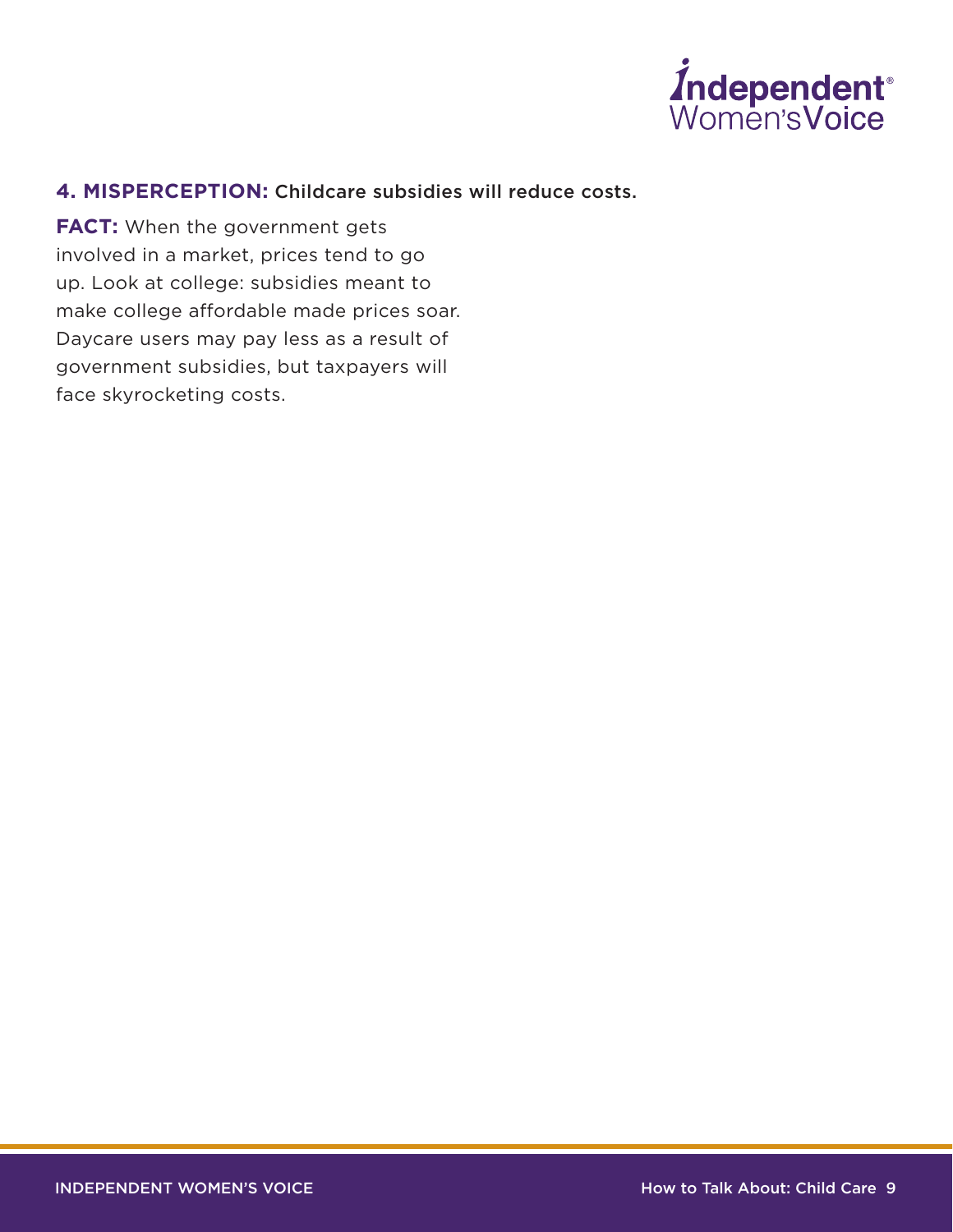**4. MISPERCEPTION:** Childcare subsidies will reduce costs.

**FACT:** When the government gets involved in a market, prices tend to go up. Look at college: subsidies meant to make college affordable made prices soar. Daycare users may pay less as a result of government subsidies, but taxpayers will face skyrocketing costs.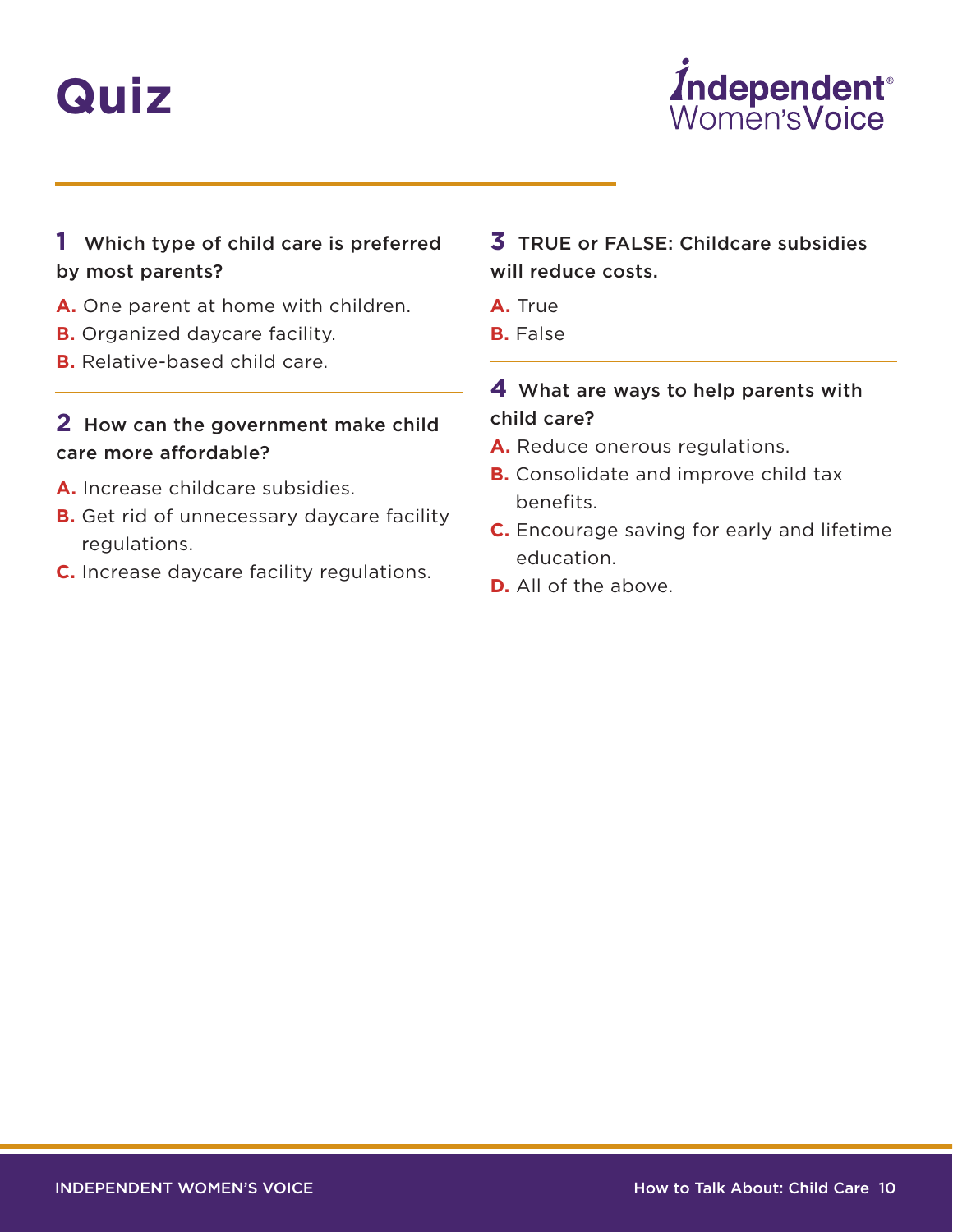# Quiz

**1** Which type of child care is preferred by most parents?

- **A.** One parent at home with children.
- **B.** Organized daycare facility.
- **B.** Relative-based child care.

**2** How can the government make child care more affordable?

- **A.** Increase childcare subsidies.
- **B.** Get rid of unnecessary daycare facility regulations.
- **C.** Increase daycare facility regulations.

**3** TRUE or FALSE: Childcare subsidies will reduce costs.

- **A.** True
- **B.** False

**4** What are ways to help parents with child care?

- **A.** Reduce onerous regulations.
- **B.** Consolidate and improve child tax benefits.
- **C.** Encourage saving for early and lifetime education.
- **D.** All of the above.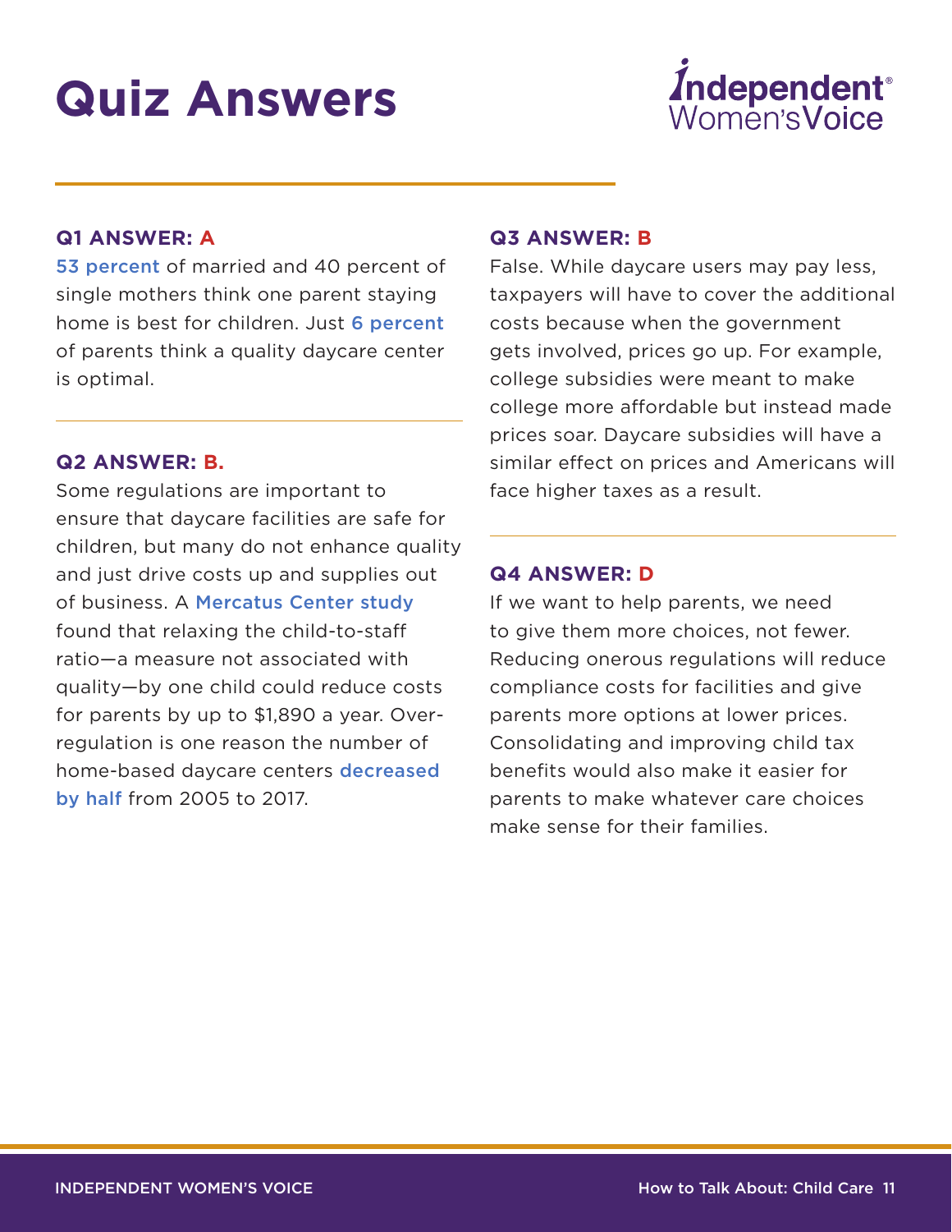# Quiz Answers

**Q1 ANSWER: A**

53 percent of married and 40 percent of single mothers think one parent staying home is best for children. Just 6 percent of parents think a quality daycare center is optimal.

**Q2 ANSWER: B.**

Some regulations are important to ensure that daycare facilities are safe for children, but many do not enhance quality and just drive costs up and supplies out of business. A Mercatus Center study found that relaxing the child-to-staff ratio—a measure not associated with quality—by one child could reduce costs for parents by up to $1,890 a year. Over-regulation is one reason the number of home-based daycare centers decreased by half from 2005 to 2017.

**Q3 ANSWER: B**

False. While daycare users may pay less, taxpayers will have to cover the additional costs because when the government gets involved, prices go up. For example, college subsidies were meant to make college more affordable but instead made prices soar. Daycare subsidies will have a similar effect on prices and Americans will face higher taxes as a result.

**Q4 ANSWER: D**

If we want to help parents, we need to give them more choices, not fewer. Reducing onerous regulations will reduce compliance costs for facilities and give parents more options at lower prices. Consolidating and improving child tax benefits would also make it easier for parents to make whatever care choices make sense for their families.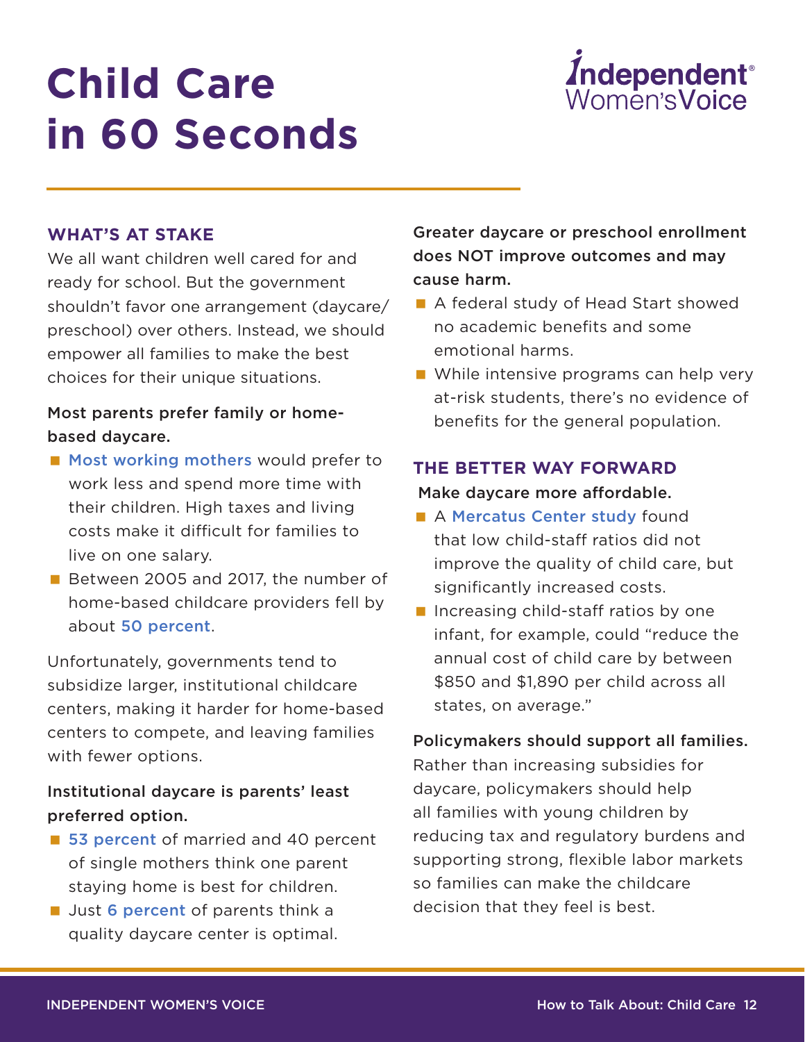# Child Care in 60 Seconds

Independent Women's Voice

## WHAT'S AT STAKE

We all want children well cared for and ready for school. But the government shouldn't favor one arrangement (daycare/preschool) over others. Instead, we should empower all families to make the best choices for their unique situations.

**Most parents prefer family or home-based daycare.**

- Most working mothers would prefer to work less and spend more time with their children. High taxes and living costs make it difficult for families to live on one salary.
- Between 2005 and 2017, the number of home-based childcare providers fell by about 50 percent.

Unfortunately, governments tend to subsidize larger, institutional childcare centers, making it harder for home-based centers to compete, and leaving families with fewer options.

**Institutional daycare is parents' least preferred option.**

- 53 percent of married and 40 percent of single mothers think one parent staying home is best for children.
- Just 6 percent of parents think a quality daycare center is optimal.

**Greater daycare or preschool enrollment does NOT improve outcomes and may cause harm.**

- A federal study of Head Start showed no academic benefits and some emotional harms.
- While intensive programs can help very at-risk students, there's no evidence of benefits for the general population.

## THE BETTER WAY FORWARD

**Make daycare more affordable.**

- A Mercatus Center study found that low child-staff ratios did not improve the quality of child care, but significantly increased costs.
- Increasing child-staff ratios by one infant, for example, could "reduce the annual cost of child care by between $850 and $1,890 per child across all states, on average."

**Policymakers should support all families.**

Rather than increasing subsidies for daycare, policymakers should help all families with young children by reducing tax and regulatory burdens and supporting strong, flexible labor markets so families can make the childcare decision that they feel is best.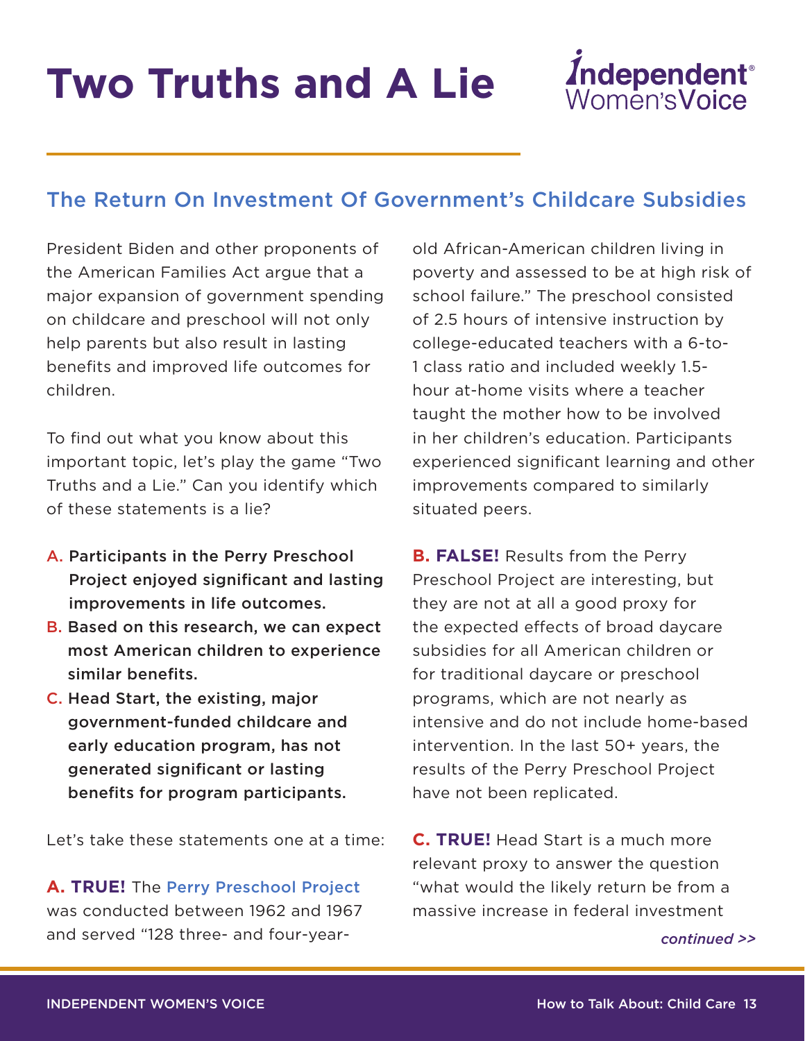# Two Truths and A Lie

Independent Women's Voice

## The Return On Investment Of Government's Childcare Subsidies

President Biden and other proponents of the American Families Act argue that a major expansion of government spending on childcare and preschool will not only help parents but also result in lasting benefits and improved life outcomes for children.

To find out what you know about this important topic, let's play the game "Two Truths and a Lie." Can you identify which of these statements is a lie?

A. **Participants in the Perry Preschool Project enjoyed significant and lasting improvements in life outcomes.**

B. **Based on this research, we can expect most American children to experience similar benefits.**

C. **Head Start, the existing, major government-funded childcare and early education program, has not generated significant or lasting benefits for program participants.**

Let's take these statements one at a time:

**A. TRUE!** The Perry Preschool Project was conducted between 1962 and 1967 and served "128 three- and four-year-old African-American children living in poverty and assessed to be at high risk of school failure." The preschool consisted of 2.5 hours of intensive instruction by college-educated teachers with a 6-to-1 class ratio and included weekly 1.5-hour at-home visits where a teacher taught the mother how to be involved in her children's education. Participants experienced significant learning and other improvements compared to similarly situated peers.

**B. FALSE!** Results from the Perry Preschool Project are interesting, but they are not at all a good proxy for the expected effects of broad daycare subsidies for all American children or for traditional daycare or preschool programs, which are not nearly as intensive and do not include home-based intervention. In the last 50+ years, the results of the Perry Preschool Project have not been replicated.

**C. TRUE!** Head Start is a much more relevant proxy to answer the question "what would the likely return be from a massive increase in federal investment

*continued >>*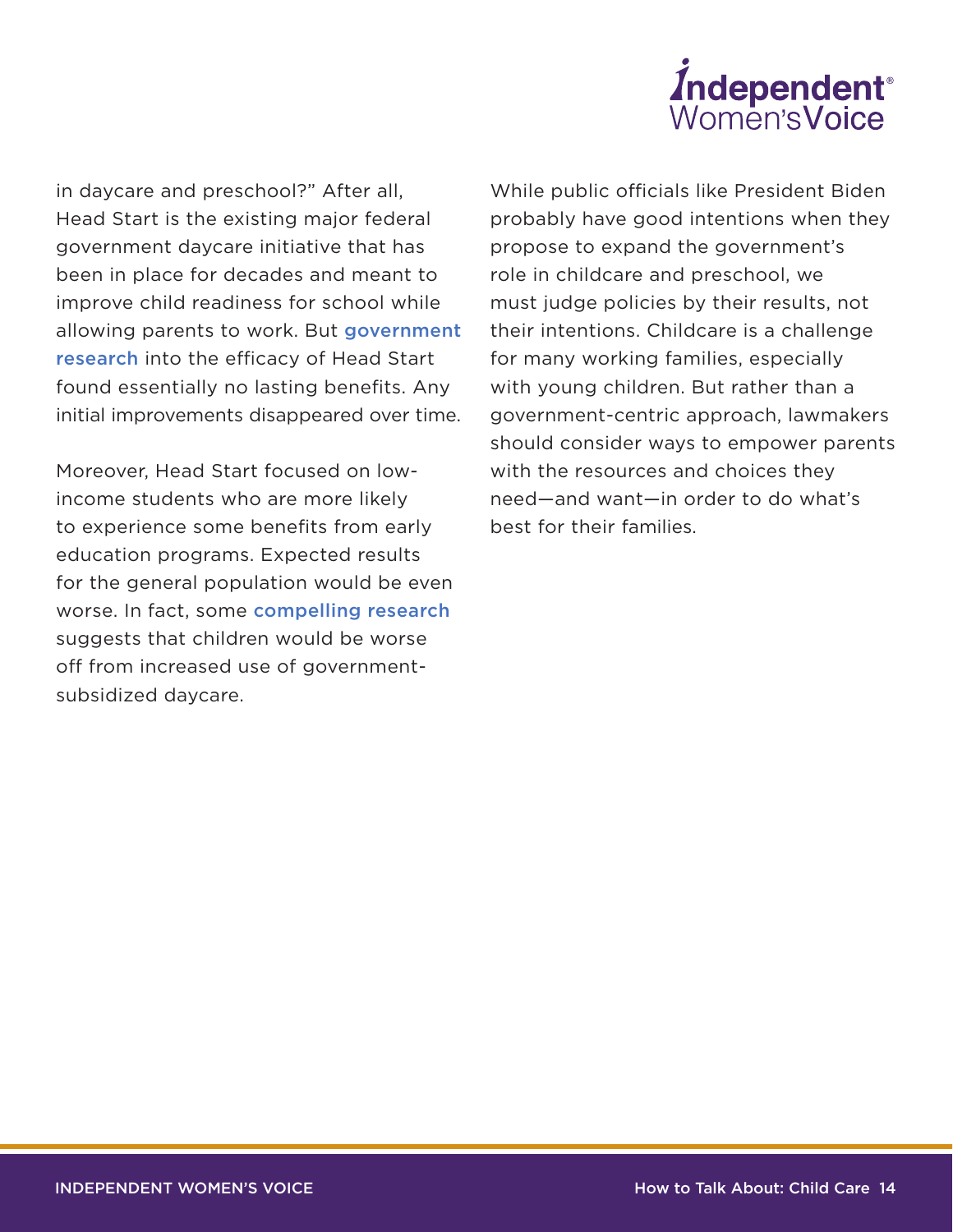in daycare and preschool?" After all, Head Start is the existing major federal government daycare initiative that has been in place for decades and meant to improve child readiness for school while allowing parents to work. But **government research** into the efficacy of Head Start found essentially no lasting benefits. Any initial improvements disappeared over time.

Moreover, Head Start focused on low-income students who are more likely to experience some benefits from early education programs. Expected results for the general population would be even worse. In fact, some **compelling research** suggests that children would be worse off from increased use of government-subsidized daycare.

While public officials like President Biden probably have good intentions when they propose to expand the government's role in childcare and preschool, we must judge policies by their results, not their intentions. Childcare is a challenge for many working families, especially with young children. But rather than a government-centric approach, lawmakers should consider ways to empower parents with the resources and choices they need—and want—in order to do what's best for their families.